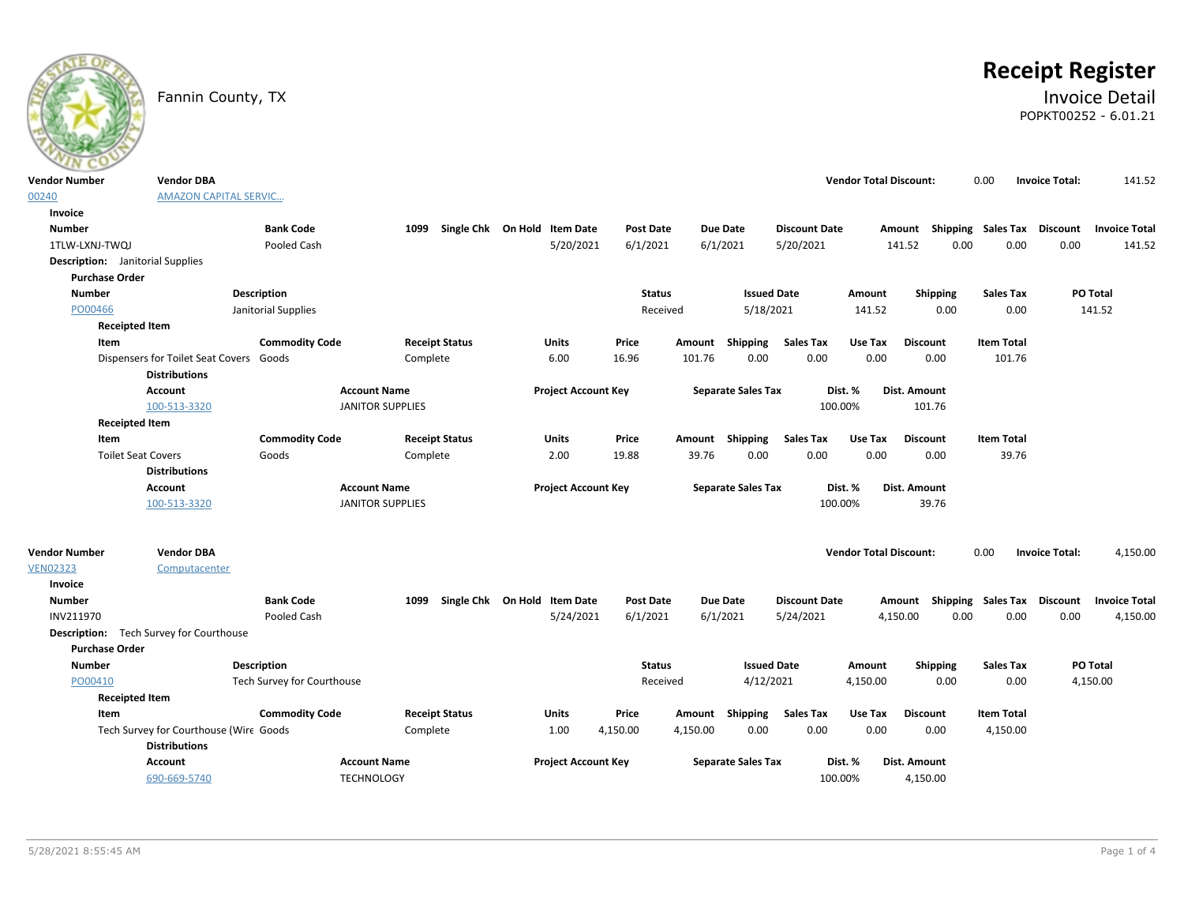# Receipt Register

## Invoice Detail

POPKT00252 - 6.01.21

Fannin County, TX

| Vendor Number | Vendor DBA | Vendor Total Discount: | Invoice Total: |
|---|---|---|---|
| 00240 | AMAZON CAPITAL SERVIC... | 0.00 | 141.52 |

**Invoice**

| Number | Bank Code | 1099 | Single Chk | On Hold | Item Date | Post Date | Due Date | Discount Date | Amount | Shipping | Sales Tax | Discount | Invoice Total |
|---|---|---|---|---|---|---|---|---|---|---|---|---|---|
| 1TLW-LXNJ-TWQJ | Pooled Cash | | | | 5/20/2021 | 6/1/2021 | 6/1/2021 | 5/20/2021 | 141.52 | 0.00 | 0.00 | 0.00 | 141.52 |

**Description:** Janitorial Supplies

**Purchase Order**

| Number | Description | Status | Issued Date | Amount | Shipping | Sales Tax | PO Total |
|---|---|---|---|---|---|---|---|
| PO00466 | Janitorial Supplies | Received | 5/18/2021 | 141.52 | 0.00 | 0.00 | 141.52 |

**Receipted Item**

| Item | Commodity Code | Receipt Status | Units | Price | Amount | Shipping | Sales Tax | Use Tax | Discount | Item Total |
|---|---|---|---|---|---|---|---|---|---|---|
| Dispensers for Toilet Seat Covers | Goods | Complete | 6.00 | 16.96 | 101.76 | 0.00 | 0.00 | 0.00 | 0.00 | 101.76 |

**Distributions**

| Account | Account Name | Project Account Key | Separate Sales Tax | Dist. % | Dist. Amount |
|---|---|---|---|---|---|
| 100-513-3320 | JANITOR SUPPLIES | | | 100.00% | 101.76 |

**Receipted Item**

| Item | Commodity Code | Receipt Status | Units | Price | Amount | Shipping | Sales Tax | Use Tax | Discount | Item Total |
|---|---|---|---|---|---|---|---|---|---|---|
| Toilet Seat Covers | Goods | Complete | 2.00 | 19.88 | 39.76 | 0.00 | 0.00 | 0.00 | 0.00 | 39.76 |

**Distributions**

| Account | Account Name | Project Account Key | Separate Sales Tax | Dist. % | Dist. Amount |
|---|---|---|---|---|---|
| 100-513-3320 | JANITOR SUPPLIES | | | 100.00% | 39.76 |

| Vendor Number | Vendor DBA | Vendor Total Discount: | Invoice Total: |
|---|---|---|---|
| VEN02323 | Computacenter | 0.00 | 4,150.00 |

**Invoice**

| Number | Bank Code | 1099 | Single Chk | On Hold | Item Date | Post Date | Due Date | Discount Date | Amount | Shipping | Sales Tax | Discount | Invoice Total |
|---|---|---|---|---|---|---|---|---|---|---|---|---|---|
| INV211970 | Pooled Cash | | | | 5/24/2021 | 6/1/2021 | 6/1/2021 | 5/24/2021 | 4,150.00 | 0.00 | 0.00 | 0.00 | 4,150.00 |

**Description:** Tech Survey for Courthouse

**Purchase Order**

| Number | Description | Status | Issued Date | Amount | Shipping | Sales Tax | PO Total |
|---|---|---|---|---|---|---|---|
| PO00410 | Tech Survey for Courthouse | Received | 4/12/2021 | 4,150.00 | 0.00 | 0.00 | 4,150.00 |

**Receipted Item**

| Item | Commodity Code | Receipt Status | Units | Price | Amount | Shipping | Sales Tax | Use Tax | Discount | Item Total |
|---|---|---|---|---|---|---|---|---|---|---|
| Tech Survey for Courthouse (Wire | Goods | Complete | 1.00 | 4,150.00 | 4,150.00 | 0.00 | 0.00 | 0.00 | 0.00 | 4,150.00 |

**Distributions**

| Account | Account Name | Project Account Key | Separate Sales Tax | Dist. % | Dist. Amount |
|---|---|---|---|---|---|
| 690-669-5740 | TECHNOLOGY | | | 100.00% | 4,150.00 |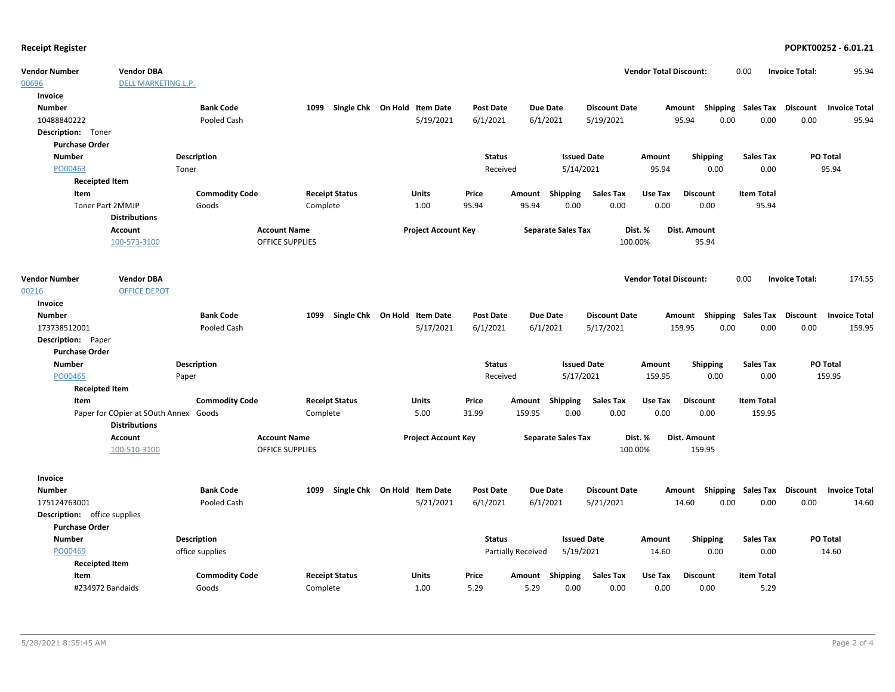**Receipt Register** **POPKT00252 - 6.01.21**

| Vendor Number | Vendor DBA | Vendor Total Discount: | 0.00 | Invoice Total: | 95.94 |
|---|---|---|---|---|---|
| 00696 | DELL MARKETING L.P. | | | | |

**Invoice**

| Number | Bank Code | 1099 | Single Chk | On Hold | Item Date | Post Date | Due Date | Discount Date | Amount | Shipping | Sales Tax | Discount | Invoice Total |
|---|---|---|---|---|---|---|---|---|---|---|---|---|---|
| 10488840222 | Pooled Cash | | | | 5/19/2021 | 6/1/2021 | 6/1/2021 | 5/19/2021 | 95.94 | 0.00 | 0.00 | 0.00 | 95.94 |

**Description:** Toner

**Purchase Order**

| Number | Description | Status | Issued Date | Amount | Shipping | Sales Tax | PO Total |
|---|---|---|---|---|---|---|---|
| PO00463 | Toner | Received | 5/14/2021 | 95.94 | 0.00 | 0.00 | 95.94 |

**Receipted Item**

| Item | Commodity Code | Receipt Status | Units | Price | Amount | Shipping | Sales Tax | Use Tax | Discount | Item Total |
|---|---|---|---|---|---|---|---|---|---|---|
| Toner Part 2MMJP | Goods | Complete | 1.00 | 95.94 | 95.94 | 0.00 | 0.00 | 0.00 | 0.00 | 95.94 |

**Distributions**

| Account | Account Name | Project Account Key | Separate Sales Tax | Dist. % | Dist. Amount |
|---|---|---|---|---|---|
| 100-573-3100 | OFFICE SUPPLIES | | | 100.00% | 95.94 |

| Vendor Number | Vendor DBA | Vendor Total Discount: | 0.00 | Invoice Total: | 174.55 |
|---|---|---|---|---|---|
| 00216 | OFFICE DEPOT | | | | |

**Invoice**

| Number | Bank Code | 1099 | Single Chk | On Hold | Item Date | Post Date | Due Date | Discount Date | Amount | Shipping | Sales Tax | Discount | Invoice Total |
|---|---|---|---|---|---|---|---|---|---|---|---|---|---|
| 173738512001 | Pooled Cash | | | | 5/17/2021 | 6/1/2021 | 6/1/2021 | 5/17/2021 | 159.95 | 0.00 | 0.00 | 0.00 | 159.95 |

**Description:** Paper

**Purchase Order**

| Number | Description | Status | Issued Date | Amount | Shipping | Sales Tax | PO Total |
|---|---|---|---|---|---|---|---|
| PO00465 | Paper | Received | 5/17/2021 | 159.95 | 0.00 | 0.00 | 159.95 |

**Receipted Item**

| Item | Commodity Code | Receipt Status | Units | Price | Amount | Shipping | Sales Tax | Use Tax | Discount | Item Total |
|---|---|---|---|---|---|---|---|---|---|---|
| Paper for COpier at SOuth Annex | Goods | Complete | 5.00 | 31.99 | 159.95 | 0.00 | 0.00 | 0.00 | 0.00 | 159.95 |

**Distributions**

| Account | Account Name | Project Account Key | Separate Sales Tax | Dist. % | Dist. Amount |
|---|---|---|---|---|---|
| 100-510-3100 | OFFICE SUPPLIES | | | 100.00% | 159.95 |

**Invoice**

| Number | Bank Code | 1099 | Single Chk | On Hold | Item Date | Post Date | Due Date | Discount Date | Amount | Shipping | Sales Tax | Discount | Invoice Total |
|---|---|---|---|---|---|---|---|---|---|---|---|---|---|
| 175124763001 | Pooled Cash | | | | 5/21/2021 | 6/1/2021 | 6/1/2021 | 5/21/2021 | 14.60 | 0.00 | 0.00 | 0.00 | 14.60 |

**Description:** office supplies

**Purchase Order**

| Number | Description | Status | Issued Date | Amount | Shipping | Sales Tax | PO Total |
|---|---|---|---|---|---|---|---|
| PO00469 | office supplies | Partially Received | 5/19/2021 | 14.60 | 0.00 | 0.00 | 14.60 |

**Receipted Item**

| Item | Commodity Code | Receipt Status | Units | Price | Amount | Shipping | Sales Tax | Use Tax | Discount | Item Total |
|---|---|---|---|---|---|---|---|---|---|---|
| #234972 Bandaids | Goods | Complete | 1.00 | 5.29 | 5.29 | 0.00 | 0.00 | 0.00 | 0.00 | 5.29 |

5/28/2021 8:55:45 AM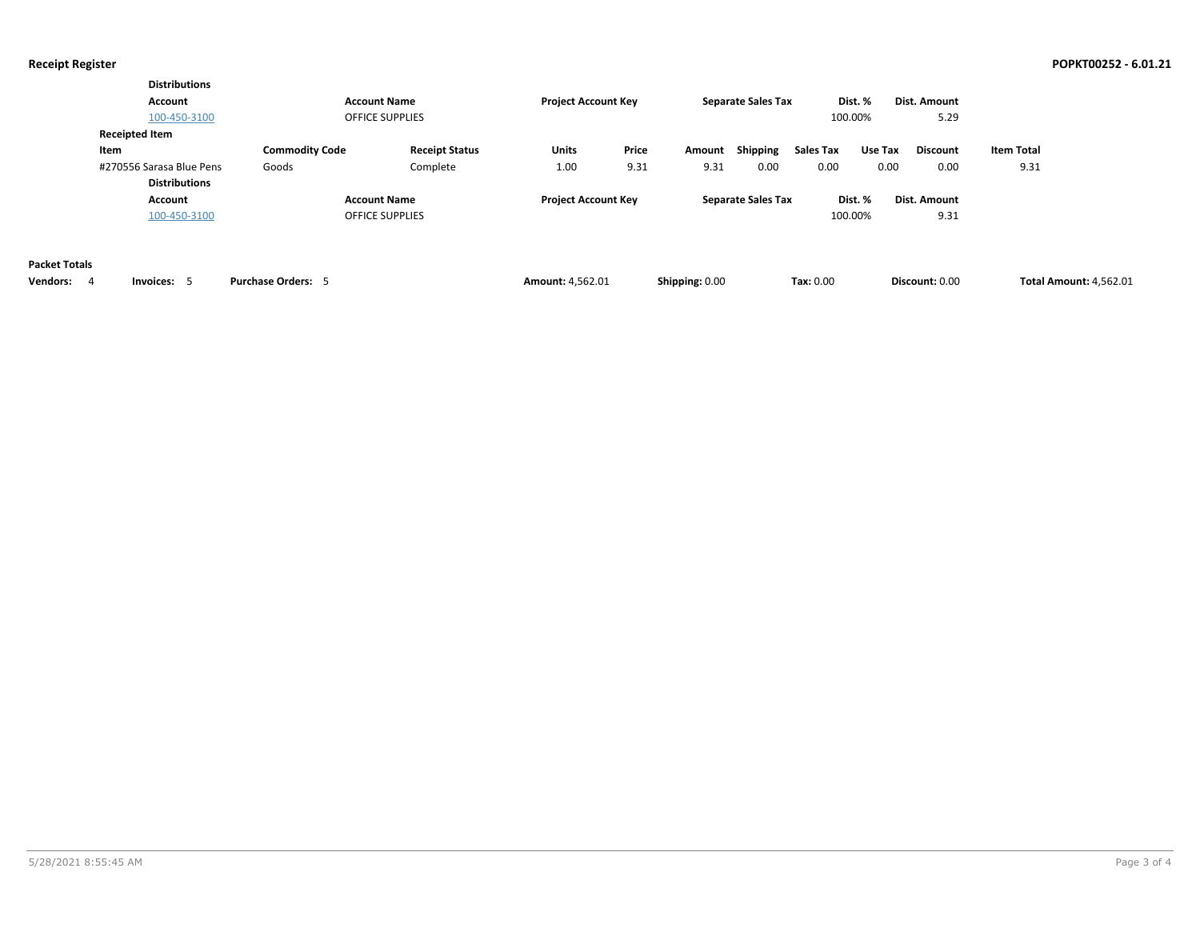**Distributions**

| Account | Account Name | Project Account Key | Separate Sales Tax | Dist. % | Dist. Amount |
|---|---|---|---|---|---|
| 100-450-3100 | OFFICE SUPPLIES | | | 100.00% | 5.29 |

**Receipted Item**

| Item | Commodity Code | Receipt Status | Units | Price | Amount | Shipping | Sales Tax | Use Tax | Discount | Item Total |
|---|---|---|---|---|---|---|---|---|---|---|
| #270556 Sarasa Blue Pens | Goods | Complete | 1.00 | 9.31 | 9.31 | 0.00 | 0.00 | 0.00 | 0.00 | 9.31 |

**Distributions**

| Account | Account Name | Project Account Key | Separate Sales Tax | Dist. % | Dist. Amount |
|---|---|---|---|---|---|
| 100-450-3100 | OFFICE SUPPLIES | | | 100.00% | 9.31 |

**Packet Totals**

| Vendors: | Invoices: | Purchase Orders: | Amount: | Shipping: | Tax: | Discount: | Total Amount: |
|---|---|---|---|---|---|---|---|
| 4 | 5 | 5 | 4,562.01 | 0.00 | 0.00 | 0.00 | 4,562.01 |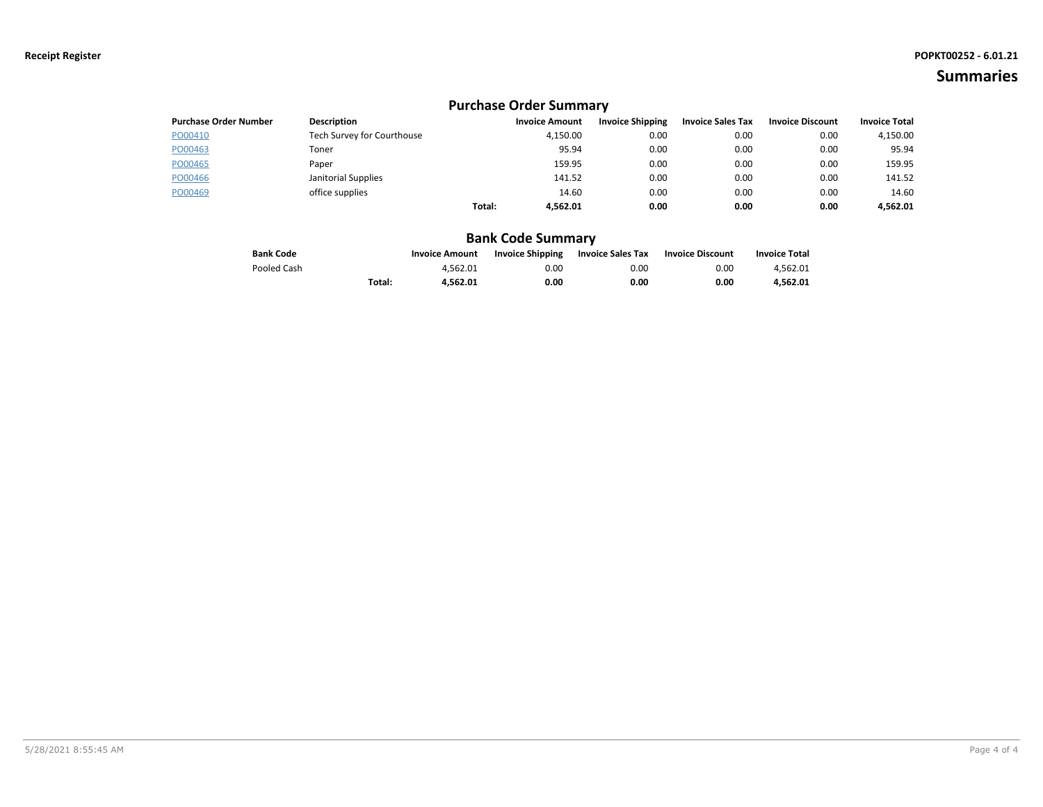# Summaries

## Purchase Order Summary

| Purchase Order Number | Description | | Invoice Amount | Invoice Shipping | Invoice Sales Tax | Invoice Discount | Invoice Total |
|---|---|---|---|---|---|---|---|
| PO00410 | Tech Survey for Courthouse | | 4,150.00 | 0.00 | 0.00 | 0.00 | 4,150.00 |
| PO00463 | Toner | | 95.94 | 0.00 | 0.00 | 0.00 | 95.94 |
| PO00465 | Paper | | 159.95 | 0.00 | 0.00 | 0.00 | 159.95 |
| PO00466 | Janitorial Supplies | | 141.52 | 0.00 | 0.00 | 0.00 | 141.52 |
| PO00469 | office supplies | | 14.60 | 0.00 | 0.00 | 0.00 | 14.60 |
| | | **Total:** | **4,562.01** | **0.00** | **0.00** | **0.00** | **4,562.01** |

## Bank Code Summary

| Bank Code | | Invoice Amount | Invoice Shipping | Invoice Sales Tax | Invoice Discount | Invoice Total |
|---|---|---|---|---|---|---|
| Pooled Cash | | 4,562.01 | 0.00 | 0.00 | 0.00 | 4,562.01 |
| | **Total:** | **4,562.01** | **0.00** | **0.00** | **0.00** | **4,562.01** |